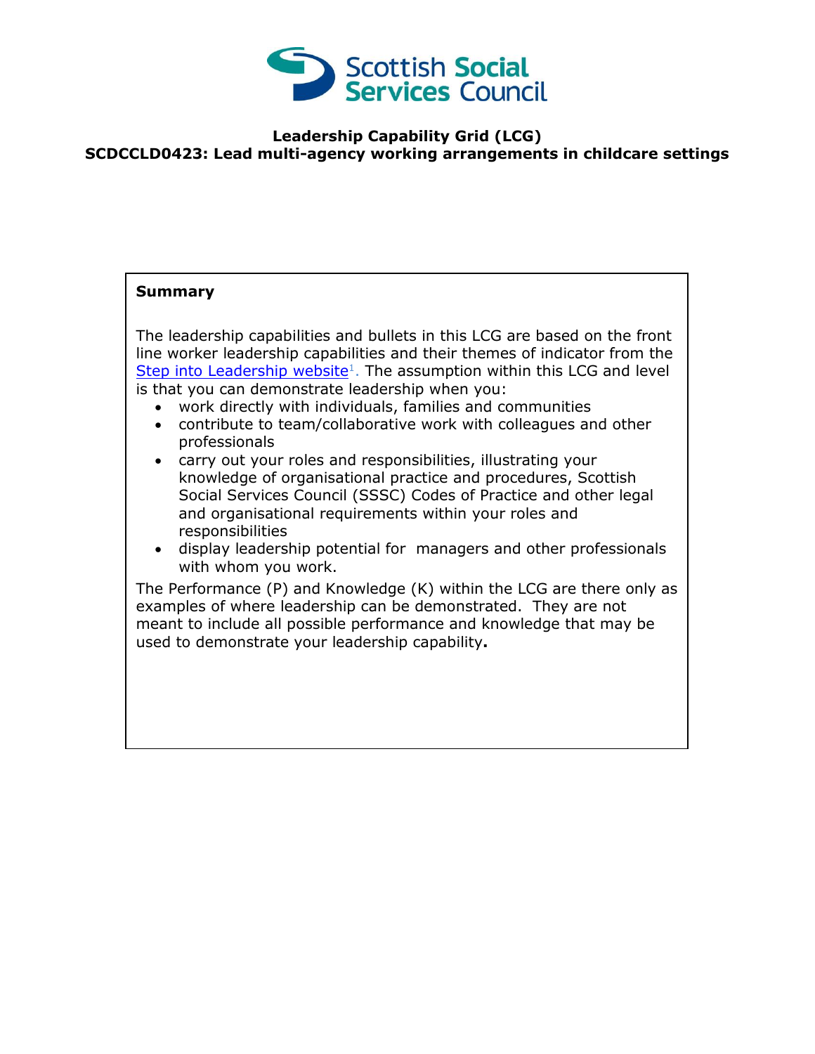Scottish Social Services Council

**Leadership Capability Grid (LCG)**
**SCDCCLD0423: Lead multi-agency working arrangements in childcare settings**

**Summary**

The leadership capabilities and bullets in this LCG are based on the front line worker leadership capabilities and their themes of indicator from the [Step into Leadership website][1]. The assumption within this LCG and level is that you can demonstrate leadership when you:

- work directly with individuals, families and communities
- contribute to team/collaborative work with colleagues and other professionals
- carry out your roles and responsibilities, illustrating your knowledge of organisational practice and procedures, Scottish Social Services Council (SSSC) Codes of Practice and other legal and organisational requirements within your roles and responsibilities
- display leadership potential for managers and other professionals with whom you work.

The Performance (P) and Knowledge (K) within the LCG are there only as examples of where leadership can be demonstrated. They are not meant to include all possible performance and knowledge that may be used to demonstrate your leadership capability**.**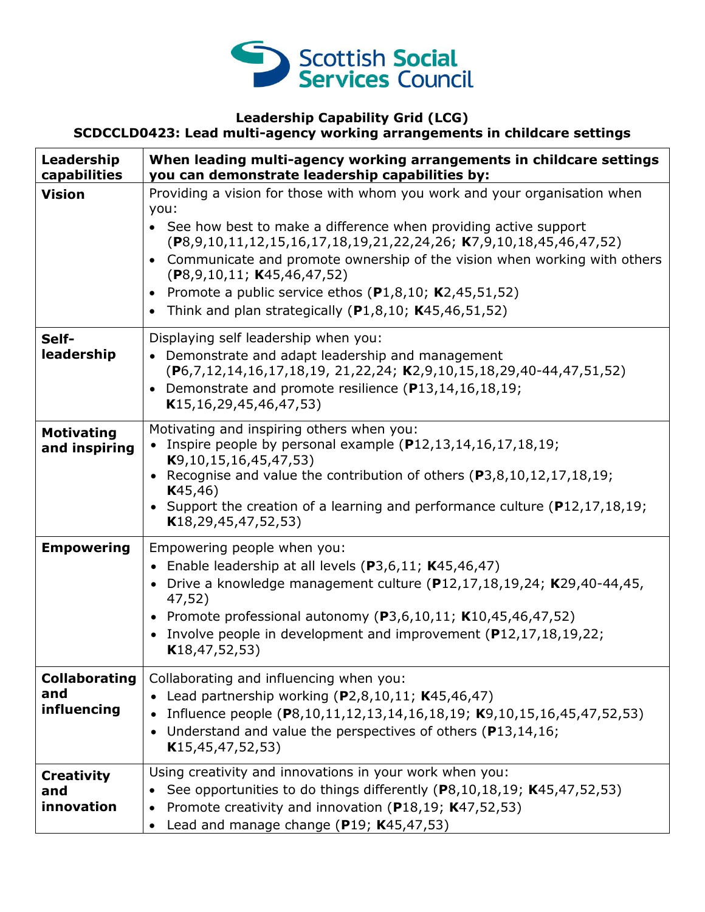**Leadership Capability Grid (LCG)**

**SCDCCLD0423: Lead multi-agency working arrangements in childcare settings**

| **Leadership capabilities** | **When leading multi-agency working arrangements in childcare settings you can demonstrate leadership capabilities by:** |
|---|---|
| **Vision** | Providing a vision for those with whom you work and your organisation when you:<br>• See how best to make a difference when providing active support (**P**8,9,10,11,12,15,16,17,18,19,21,22,24,26; **K**7,9,10,18,45,46,47,52)<br>• Communicate and promote ownership of the vision when working with others (**P**8,9,10,11; **K**45,46,47,52)<br>• Promote a public service ethos (**P**1,8,10; **K**2,45,51,52)<br>• Think and plan strategically (**P**1,8,10; **K**45,46,51,52) |
| **Self-leadership** | Displaying self leadership when you:<br>• Demonstrate and adapt leadership and management (**P**6,7,12,14,16,17,18,19, 21,22,24; **K**2,9,10,15,18,29,40-44,47,51,52)<br>• Demonstrate and promote resilience (**P**13,14,16,18,19; **K**15,16,29,45,46,47,53) |
| **Motivating and inspiring** | Motivating and inspiring others when you:<br>• Inspire people by personal example (**P**12,13,14,16,17,18,19; **K**9,10,15,16,45,47,53)<br>• Recognise and value the contribution of others (**P**3,8,10,12,17,18,19; **K**45,46)<br>• Support the creation of a learning and performance culture (**P**12,17,18,19; **K**18,29,45,47,52,53) |
| **Empowering** | Empowering people when you:<br>• Enable leadership at all levels (**P**3,6,11; **K**45,46,47)<br>• Drive a knowledge management culture (**P**12,17,18,19,24; **K**29,40-44,45, 47,52)<br>• Promote professional autonomy (**P**3,6,10,11; **K**10,45,46,47,52)<br>• Involve people in development and improvement (**P**12,17,18,19,22; **K**18,47,52,53) |
| **Collaborating and influencing** | Collaborating and influencing when you:<br>• Lead partnership working (**P**2,8,10,11; **K**45,46,47)<br>• Influence people (**P**8,10,11,12,13,14,16,18,19; **K**9,10,15,16,45,47,52,53)<br>• Understand and value the perspectives of others (**P**13,14,16; **K**15,45,47,52,53) |
| **Creativity and innovation** | Using creativity and innovations in your work when you:<br>• See opportunities to do things differently (**P**8,10,18,19; **K**45,47,52,53)<br>• Promote creativity and innovation (**P**18,19; **K**47,52,53)<br>• Lead and manage change (**P**19; **K**45,47,53) |